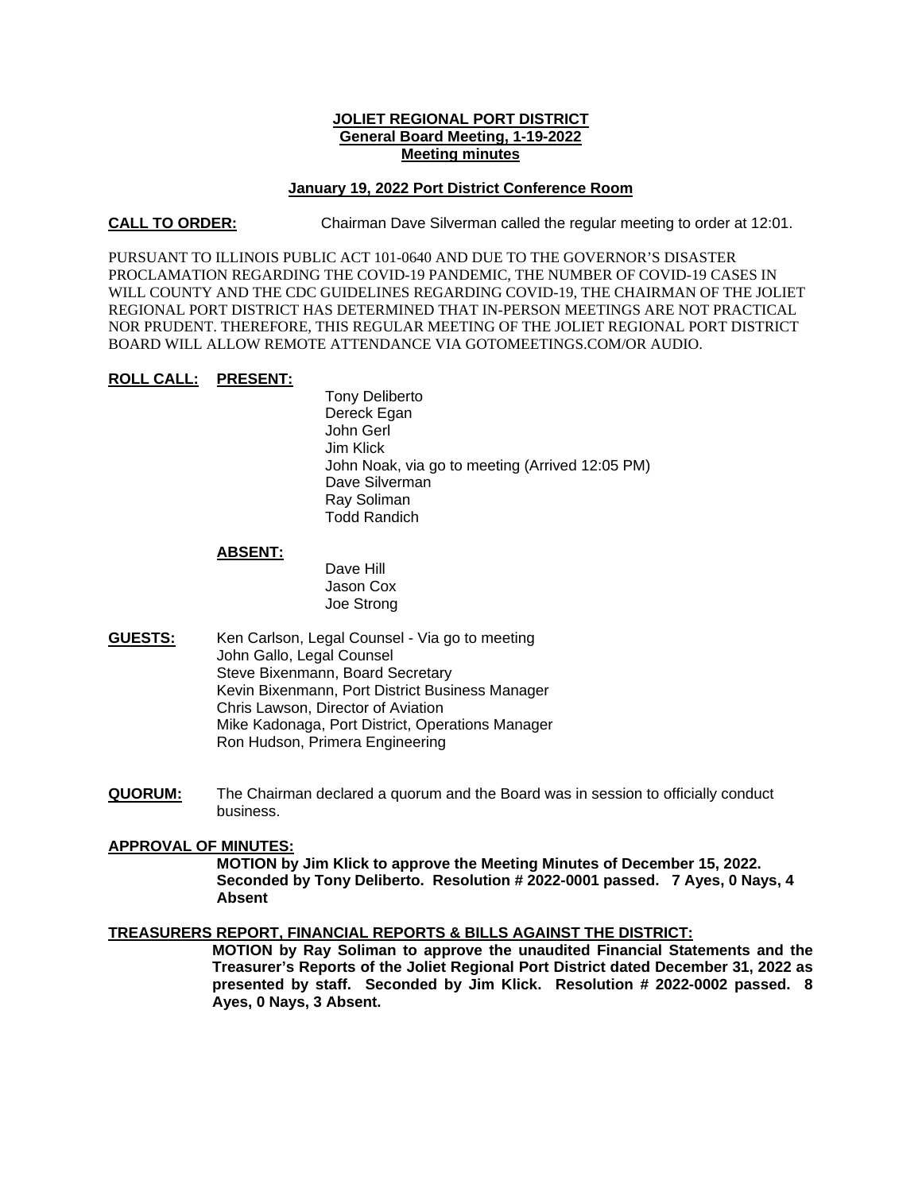**JOLIET REGIONAL PORT DISTRICT**
**General Board Meeting, 1-19-2022**
**Meeting minutes**

**January 19, 2022 Port District Conference Room**

**CALL TO ORDER:** Chairman Dave Silverman called the regular meeting to order at 12:01.

PURSUANT TO ILLINOIS PUBLIC ACT 101-0640 AND DUE TO THE GOVERNOR'S DISASTER PROCLAMATION REGARDING THE COVID-19 PANDEMIC, THE NUMBER OF COVID-19 CASES IN WILL COUNTY AND THE CDC GUIDELINES REGARDING COVID-19, THE CHAIRMAN OF THE JOLIET REGIONAL PORT DISTRICT HAS DETERMINED THAT IN-PERSON MEETINGS ARE NOT PRACTICAL NOR PRUDENT. THEREFORE, THIS REGULAR MEETING OF THE JOLIET REGIONAL PORT DISTRICT BOARD WILL ALLOW REMOTE ATTENDANCE VIA GOTOMEETINGS.COM/OR AUDIO.

**ROLL CALL:** **PRESENT:**

Tony Deliberto
Dereck Egan
John Gerl
Jim Klick
John Noak, via go to meeting (Arrived 12:05 PM)
Dave Silverman
Ray Soliman
Todd Randich

**ABSENT:**

Dave Hill
Jason Cox
Joe Strong

**GUESTS:**

Ken Carlson, Legal Counsel - Via go to meeting
John Gallo, Legal Counsel
Steve Bixenmann, Board Secretary
Kevin Bixenmann, Port District Business Manager
Chris Lawson, Director of Aviation
Mike Kadonaga, Port District, Operations Manager
Ron Hudson, Primera Engineering

**QUORUM:** The Chairman declared a quorum and the Board was in session to officially conduct business.

**APPROVAL OF MINUTES:**

**MOTION by Jim Klick to approve the Meeting Minutes of December 15, 2022. Seconded by Tony Deliberto. Resolution # 2022-0001 passed. 7 Ayes, 0 Nays, 4 Absent**

**TREASURERS REPORT, FINANCIAL REPORTS & BILLS AGAINST THE DISTRICT:**

**MOTION by Ray Soliman to approve the unaudited Financial Statements and the Treasurer's Reports of the Joliet Regional Port District dated December 31, 2022 as presented by staff. Seconded by Jim Klick. Resolution # 2022-0002 passed. 8 Ayes, 0 Nays, 3 Absent.**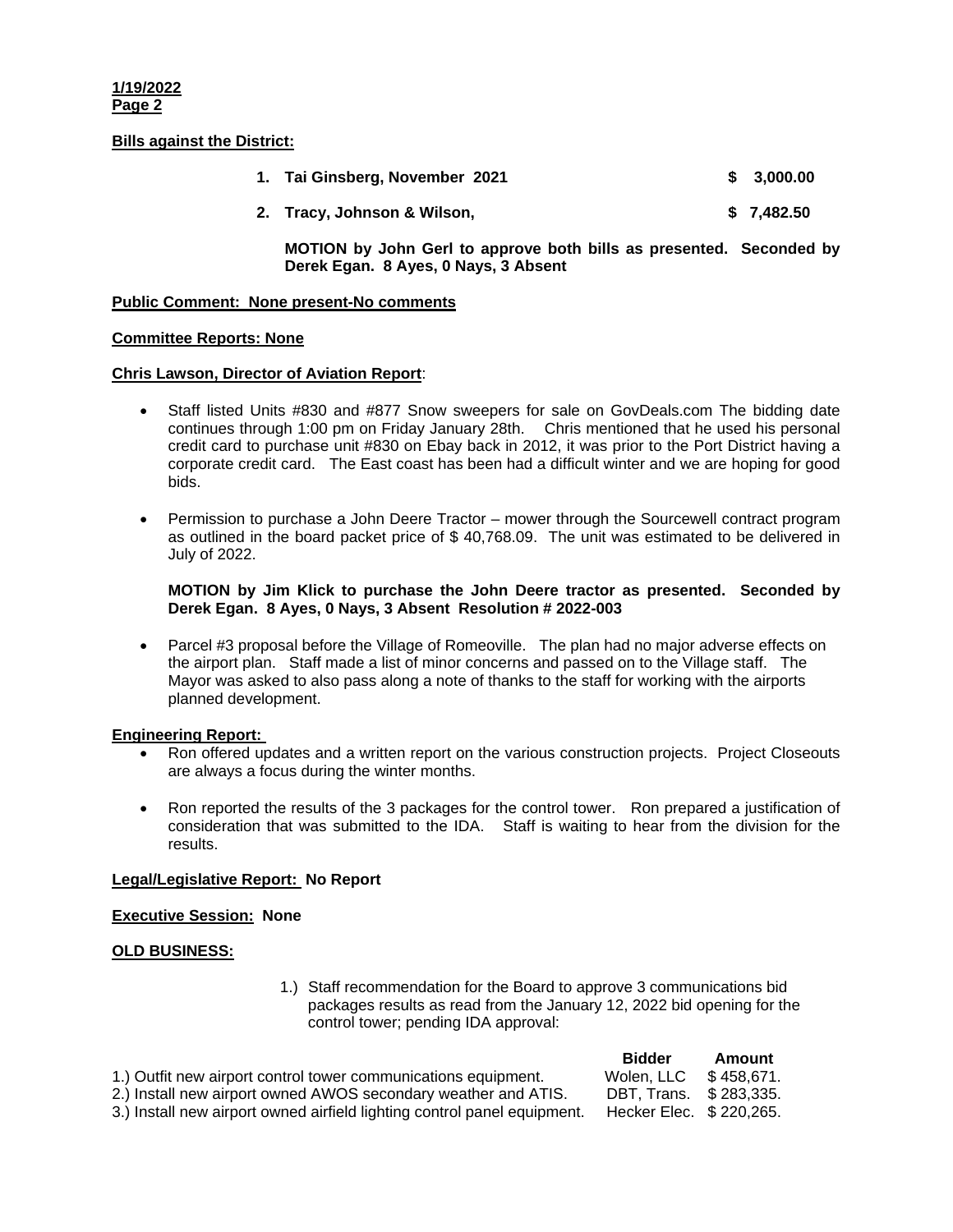**Bills against the District:**

1. **Tai Ginsberg, November 2021** **$ 3,000.00**
2. **Tracy, Johnson & Wilson,** **$ 7,482.50**

**MOTION by John Gerl to approve both bills as presented. Seconded by Derek Egan. 8 Ayes, 0 Nays, 3 Absent**

**Public Comment: None present-No comments**

**Committee Reports: None**

**Chris Lawson, Director of Aviation Report**:

- Staff listed Units #830 and #877 Snow sweepers for sale on GovDeals.com The bidding date continues through 1:00 pm on Friday January 28th. Chris mentioned that he used his personal credit card to purchase unit #830 on Ebay back in 2012, it was prior to the Port District having a corporate credit card. The East coast has been had a difficult winter and we are hoping for good bids.

- Permission to purchase a John Deere Tractor – mower through the Sourcewell contract program as outlined in the board packet price of $ 40,768.09. The unit was estimated to be delivered in July of 2022.

  **MOTION by Jim Klick to purchase the John Deere tractor as presented. Seconded by Derek Egan. 8 Ayes, 0 Nays, 3 Absent Resolution # 2022-003**

- Parcel #3 proposal before the Village of Romeoville. The plan had no major adverse effects on the airport plan. Staff made a list of minor concerns and passed on to the Village staff. The Mayor was asked to also pass along a note of thanks to the staff for working with the airports planned development.

**Engineering Report:**

- Ron offered updates and a written report on the various construction projects. Project Closeouts are always a focus during the winter months.

- Ron reported the results of the 3 packages for the control tower. Ron prepared a justification of consideration that was submitted to the IDA. Staff is waiting to hear from the division for the results.

**Legal/Legislative Report: No Report**

**Executive Session: None**

**OLD BUSINESS:**

1.) Staff recommendation for the Board to approve 3 communications bid packages results as read from the January 12, 2022 bid opening for the control tower; pending IDA approval:

| | **Bidder** | **Amount** |
|---|---|---|
| 1.) Outfit new airport control tower communications equipment. | Wolen, LLC | $ 458,671. |
| 2.) Install new airport owned AWOS secondary weather and ATIS. | DBT, Trans. | $ 283,335. |
| 3.) Install new airport owned airfield lighting control panel equipment. | Hecker Elec. | $ 220,265. |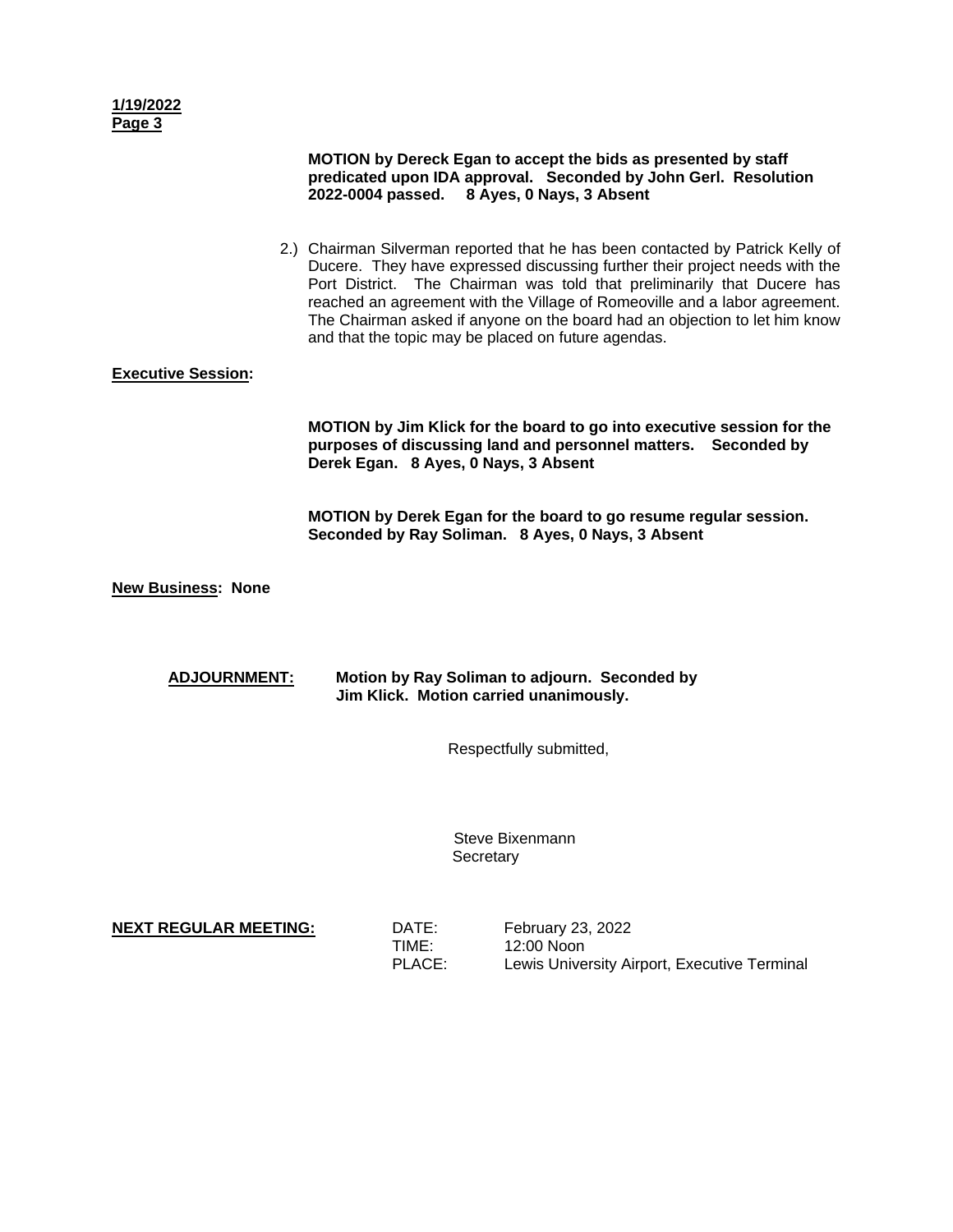**MOTION by Dereck Egan to accept the bids as presented by staff predicated upon IDA approval. Seconded by John Gerl. Resolution 2022-0004 passed. 8 Ayes, 0 Nays, 3 Absent**

2.) Chairman Silverman reported that he has been contacted by Patrick Kelly of Ducere. They have expressed discussing further their project needs with the Port District. The Chairman was told that preliminarily that Ducere has reached an agreement with the Village of Romeoville and a labor agreement. The Chairman asked if anyone on the board had an objection to let him know and that the topic may be placed on future agendas.

**Executive Session:**

**MOTION by Jim Klick for the board to go into executive session for the purposes of discussing land and personnel matters. Seconded by Derek Egan. 8 Ayes, 0 Nays, 3 Absent**

**MOTION by Derek Egan for the board to go resume regular session. Seconded by Ray Soliman. 8 Ayes, 0 Nays, 3 Absent**

**New Business: None**

**ADJOURNMENT:** **Motion by Ray Soliman to adjourn. Seconded by Jim Klick. Motion carried unanimously.**

Respectfully submitted,

Steve Bixenmann
Secretary

**NEXT REGULAR MEETING:**

DATE: February 23, 2022
TIME: 12:00 Noon
PLACE: Lewis University Airport, Executive Terminal